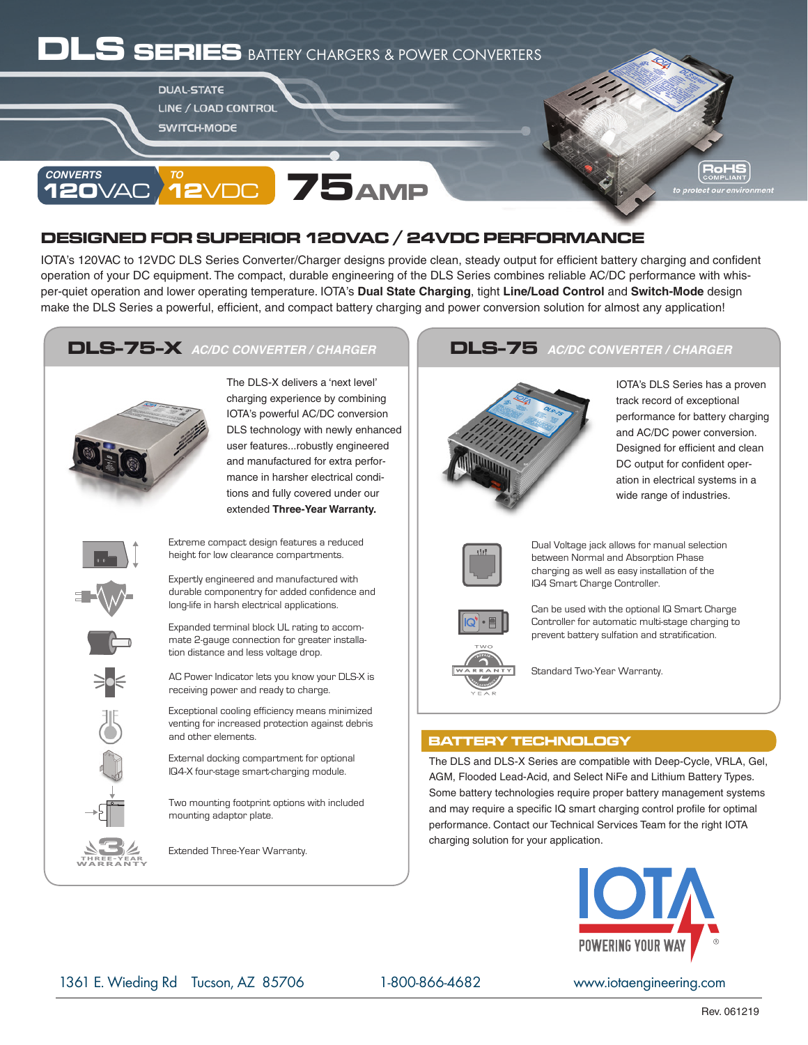# DLS SERIES BATTERY CHARGERS & POWER CONVERTERS

DUAL-STATE
LINE / LOAD CONTROL
SWITCH-MODE

CONVERTS 120VAC TO 12VDC 75AMP

RoHS COMPLIANT *to protect our environment*

## DESIGNED FOR SUPERIOR 120VAC / 24VDC PERFORMANCE

IOTA's 120VAC to 12VDC DLS Series Converter/Charger designs provide clean, steady output for efficient battery charging and confident operation of your DC equipment. The compact, durable engineering of the DLS Series combines reliable AC/DC performance with whisper-quiet operation and lower operating temperature. IOTA's **Dual State Charging**, tight **Line/Load Control** and **Switch-Mode** design make the DLS Series a powerful, efficient, and compact battery charging and power conversion solution for almost any application!

### DLS-75-X *AC/DC CONVERTER / CHARGER*

The DLS-X delivers a 'next level' charging experience by combining IOTA's powerful AC/DC conversion DLS technology with newly enhanced user features...robustly engineered and manufactured for extra performance in harsher electrical conditions and fully covered under our extended **Three-Year Warranty.**

- Extreme compact design features a reduced height for low clearance compartments.
- Expertly engineered and manufactured with durable componentry for added confidence and long-life in harsh electrical applications.
- Expanded terminal block UL rating to accommate 2-gauge connection for greater installation distance and less voltage drop.
- AC Power Indicator lets you know your DLS-X is receiving power and ready to charge.
- Exceptional cooling efficiency means minimized venting for increased protection against debris and other elements.
- External docking compartment for optional IQ4-X four-stage smart-charging module.
- Two mounting footprint options with included mounting adaptor plate.
- Extended Three-Year Warranty.

### DLS-75 *AC/DC CONVERTER / CHARGER*

IOTA's DLS Series has a proven track record of exceptional performance for battery charging and AC/DC power conversion. Designed for efficient and clean DC output for confident operation in electrical systems in a wide range of industries.

- Dual Voltage jack allows for manual selection between Normal and Absorption Phase charging as well as easy installation of the IQ4 Smart Charge Controller.
- Can be used with the optional IQ Smart Charge Controller for automatic multi-stage charging to prevent battery sulfation and stratification.
- Standard Two-Year Warranty.

### BATTERY TECHNOLOGY

The DLS and DLS-X Series are compatible with Deep-Cycle, VRLA, Gel, AGM, Flooded Lead-Acid, and Select NiFe and Lithium Battery Types. Some battery technologies require proper battery management systems and may require a specific IQ smart charging control profile for optimal performance. Contact our Technical Services Team for the right IOTA charging solution for your application.

IOTA POWERING YOUR WAY®

1361 E. Wieding Rd  Tucson, AZ 85706  1-800-866-4682  www.iotaengineering.com

Rev. 061219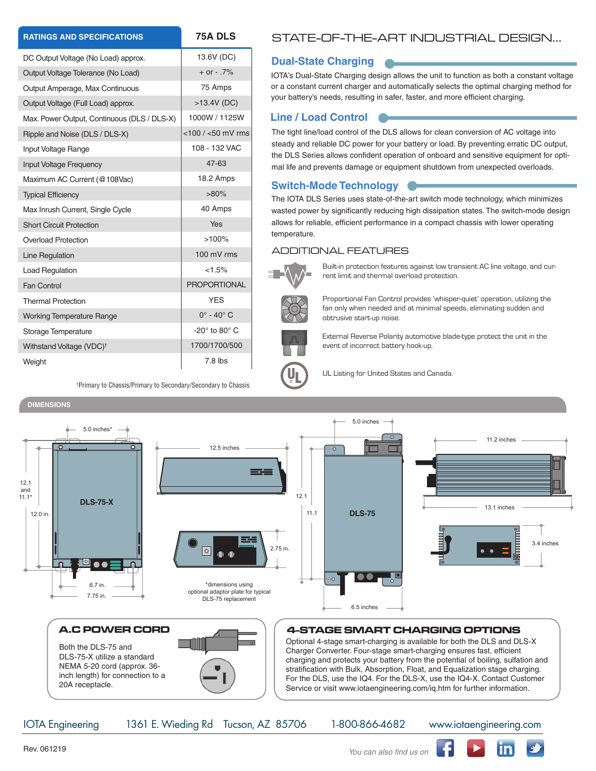| RATINGS AND SPECIFICATIONS | 75A DLS |
|---|---|
| DC Output Voltage (No Load) approx. | 13.6V (DC) |
| Output Voltage Tolerance (No Load) | + or - .7% |
| Output Amperage, Max Continuous | 75 Amps |
| Output Voltage (Full Load) approx. | >13.4V (DC) |
| Max. Power Output, Continuous (DLS / DLS-X) | 1000W / 1125W |
| Ripple and Noise (DLS / DLS-X) | <100 / <50 mV rms |
| Input Voltage Range | 108 - 132 VAC |
| Input Voltage Frequency | 47-63 |
| Maximum AC Current (@108Vac) | 18.2 Amps |
| Typical Efficiency | >80% |
| Max Inrush Current, Single Cycle | 40 Amps |
| Short Circuit Protection | Yes |
| Overload Protection | >100% |
| Line Regulation | 100 mV rms |
| Load Regulation | <1.5% |
| Fan Control | PROPORTIONAL |
| Thermal Protection | YES |
| Working Temperature Range | 0° - 40° C |
| Storage Temperature | -20° to 80° C |
| Withstand Voltage (VDC)† | 1700/1700/500 |
| Weight | 7.8 lbs |

†Primary to Chassis/Primary to Secondary/Secondary to Chassis

# STATE-OF-THE-ART INDUSTRIAL DESIGN...

## Dual-State Charging

IOTA's Dual-State Charging design allows the unit to function as both a constant voltage or a constant current charger and automatically selects the optimal charging method for your battery's needs, resulting in safer, faster, and more efficient charging.

## Line / Load Control

The tight line/load control of the DLS allows for clean conversion of AC voltage into steady and reliable DC power for your battery or load. By preventing erratic DC output, the DLS Series allows confident operation of onboard and sensitive equipment for optimal life and prevents damage or equipment shutdown from unexpected overloads.

## Switch-Mode Technology

The IOTA DLS Series uses state-of-the-art switch mode technology, which minimizes wasted power by significantly reducing high dissipation states. The switch-mode design allows for reliable, efficient performance in a compact chassis with lower operating temperature.

## ADDITIONAL FEATURES

Built-in protection features against low transient AC line voltage, and current limit and thermal overload protection.

Proportional Fan Control provides 'whisper-quiet' operation, utilizing the fan only when needed and at minimal speeds, eliminating sudden and obtrusive start-up noise.

External Reverse Polarity automotive blade-type protect the unit in the event of incorrect battery hook-up.

UL Listing for United States and Canada.

## DIMENSIONS

5.0 inches*
12.1 and 11.1*
12.0 in.
DLS-75-X
6.7 in.
7.75 in.
12.5 inches
2.75 in.
*dimensions using optional adaptor plate for typical DLS-75 replacement
5.0 inches
12.1
11.1
DLS-75
6.5 inches
11.2 inches
13.1 inches
3.4 inches

## A.C POWER CORD

Both the DLS-75 and DLS-75-X utilize a standard NEMA 5-20 cord (approx. 36-inch length) for connection to a 20A receptacle.

## 4-STAGE SMART CHARGING OPTIONS

Optional 4-stage smart-charging is available for both the DLS and DLS-X Charger Converter. Four-stage smart-charging ensures fast, efficient charging and protects your battery from the potential of boiling, sulfation and stratification with Bulk, Absorption, Float, and Equalization stage charging. For the DLS, use the IQ4. For the DLS-X, use the IQ4-X. Contact Customer Service or visit www.iotaengineering.com/iq.htm for further information.

IOTA Engineering 1361 E. Wieding Rd Tucson, AZ 85706 1-800-866-4682 www.iotaengineering.com

Rev. 061219

*You can also find us on*